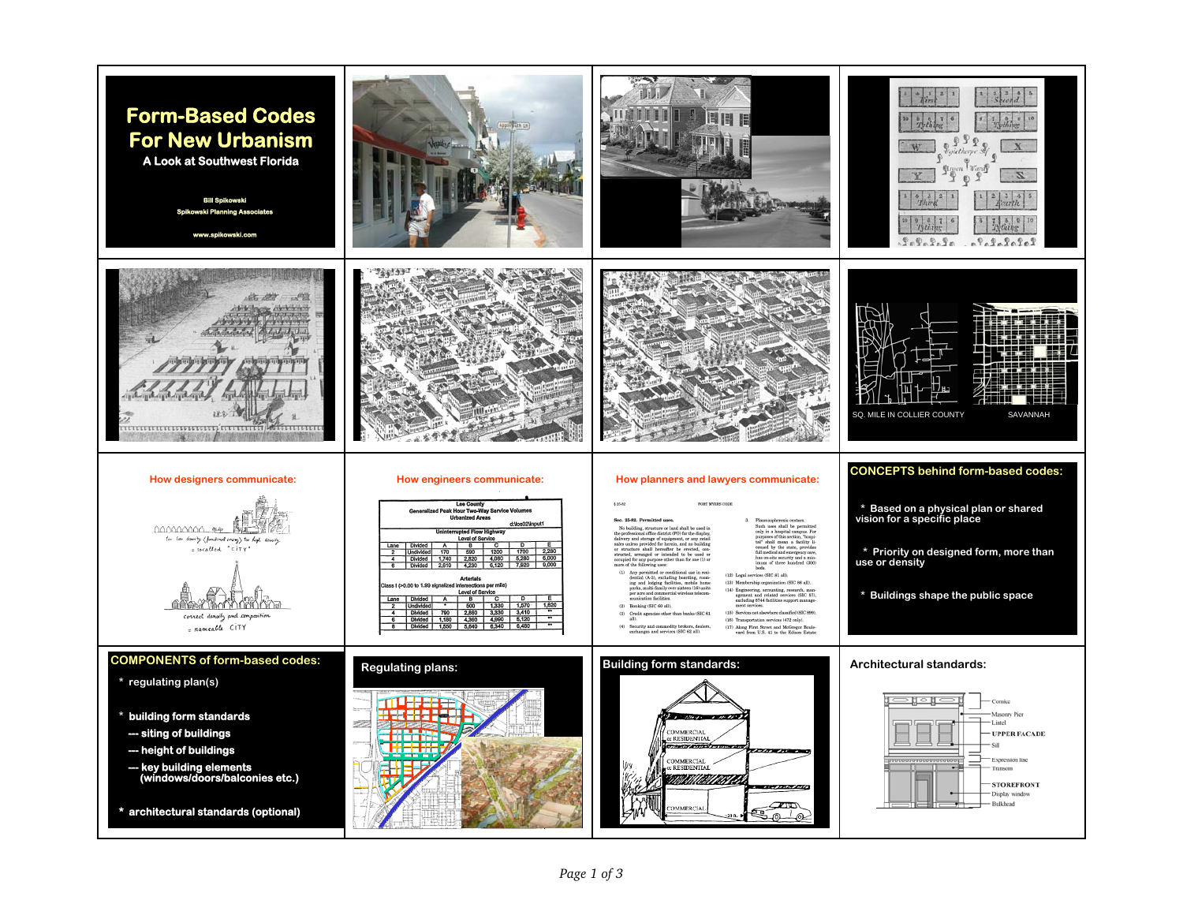# Form-Based Codes For New Urbanism

**A Look at Southwest Florida**

Bill Spikowski
Spikowski Planning Associates

www.spikowski.com

SQ. MILE IN COLLIER COUNTY

SAVANNAH

**How designers communicate:**

**How engineers communicate:**

**How planners and lawyers communicate:**

## CONCEPTS behind form-based codes:

* Based on a physical plan or shared vision for a specific place
* Priority on designed form, more than use or density
* Buildings shape the public space

## COMPONENTS of form-based codes:

* regulating plan(s)
* building form standards
  --- siting of buildings
  --- height of buildings
  --- key building elements (windows/doors/balconies etc.)
* architectural standards (optional)

**Regulating plans:**

**Building form standards:**

**Architectural standards:**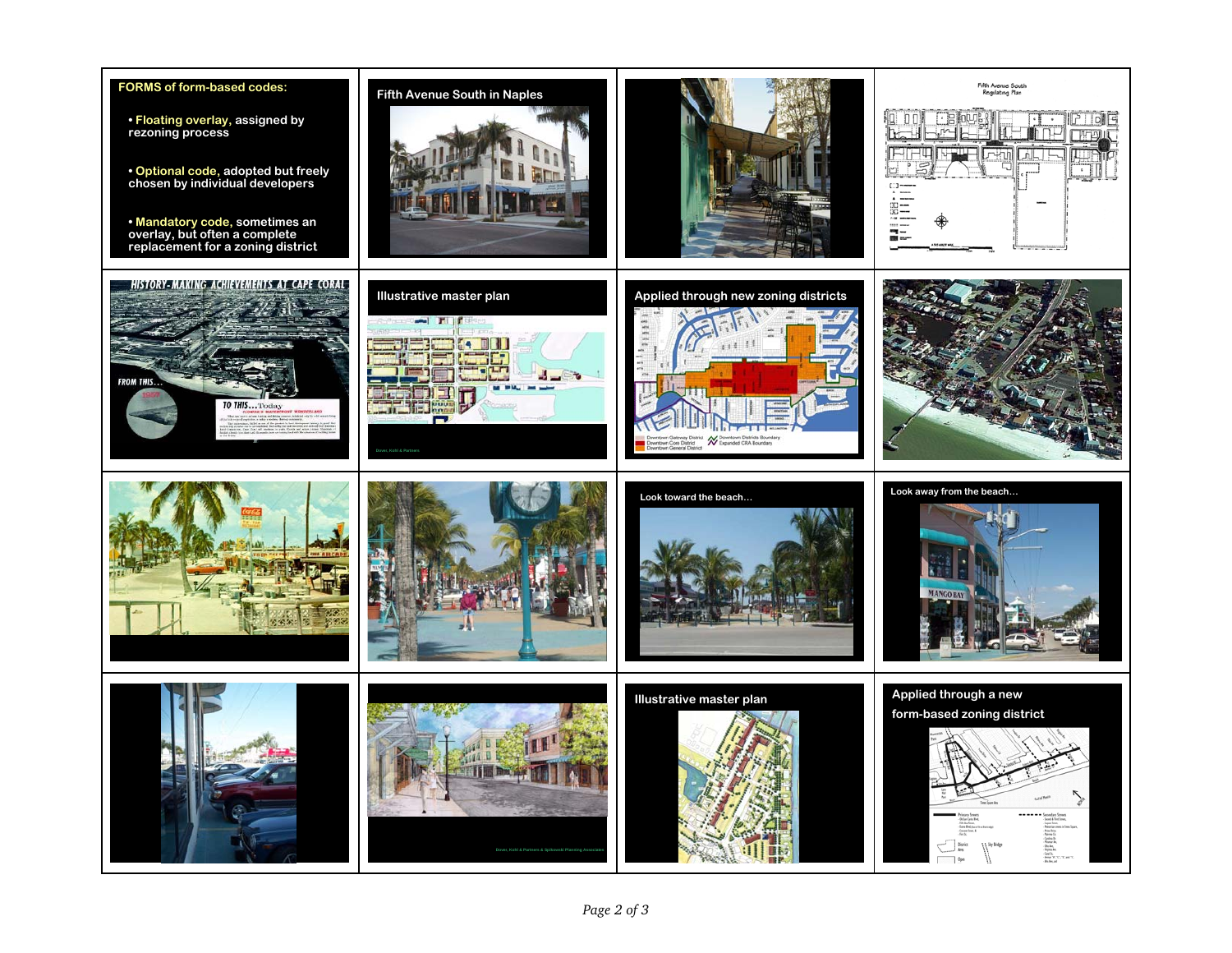**FORMS of form-based codes:**

- **Floating overlay**, assigned by rezoning process
- **Optional code**, adopted but freely chosen by individual developers
- **Mandatory code**, sometimes an overlay, but often a complete replacement for a zoning district

Fifth Avenue South in Naples

Fifth Avenue South Regulating Plan

HISTORY-MAKING ACHIEVEMENTS AT CAPE CORAL

FROM THIS...

TO THIS...Today

Illustrative master plan

Dover, Kohl & Partners

Applied through new zoning districts

Downtown Gateway District
Downtown Core District
Downtown General District
Downtown Districts Boundary
Expanded CRA Boundary

Look toward the beach…

Look away from the beach…

Dover, Kohl & Partners & Spikowski Planning Associates

Illustrative master plan

Applied through a new form-based zoning district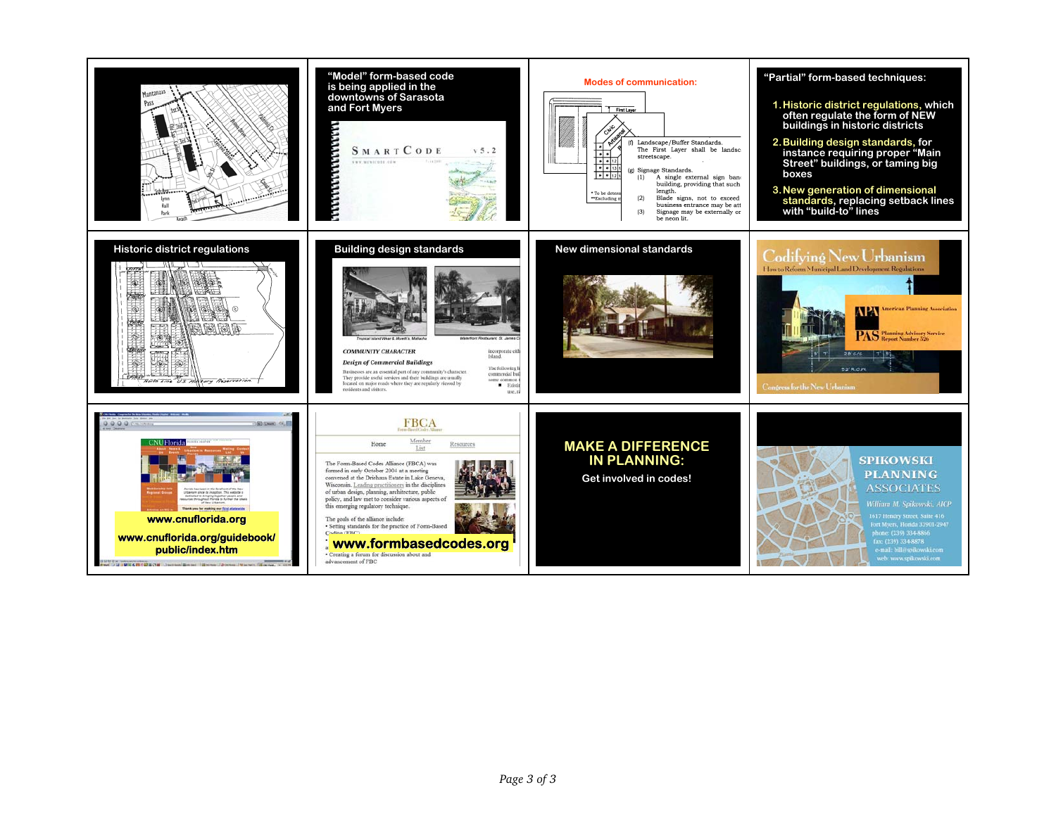"Model" form-based code is being applied in the downtowns of Sarasota and Fort Myers

SMARTCODE v5.2

Modes of communication:

"Partial" form-based techniques:

1. Historic district regulations, which often regulate the form of NEW buildings in historic districts
2. Building design standards, for instance requiring proper "Main Street" buildings, or taming big boxes
3. New generation of dimensional standards, replacing setback lines with "build-to" lines

Historic district regulations

Building design standards

New dimensional standards

Codifying New Urbanism

How to Reform Municipal Land Development Regulations

American Planning Association

PAS Planning Advisory Service Report Number 526

Congress for the New Urbanism

www.cnuflorida.org

www.cnuflorida.org/guidebook/public/index.htm

FBCA

www.formbasedcodes.org

MAKE A DIFFERENCE IN PLANNING:

Get involved in codes!

SPIKOWSKI PLANNING ASSOCIATES

William M. Spikowski, AICP

1617 Hendry Street, Suite 416
Fort Myers, Florida 33901-2947
phone: (239) 334-8866
fax: (239) 334-8878
e-mail: bill@spikowski.com
web: www.spikowski.com